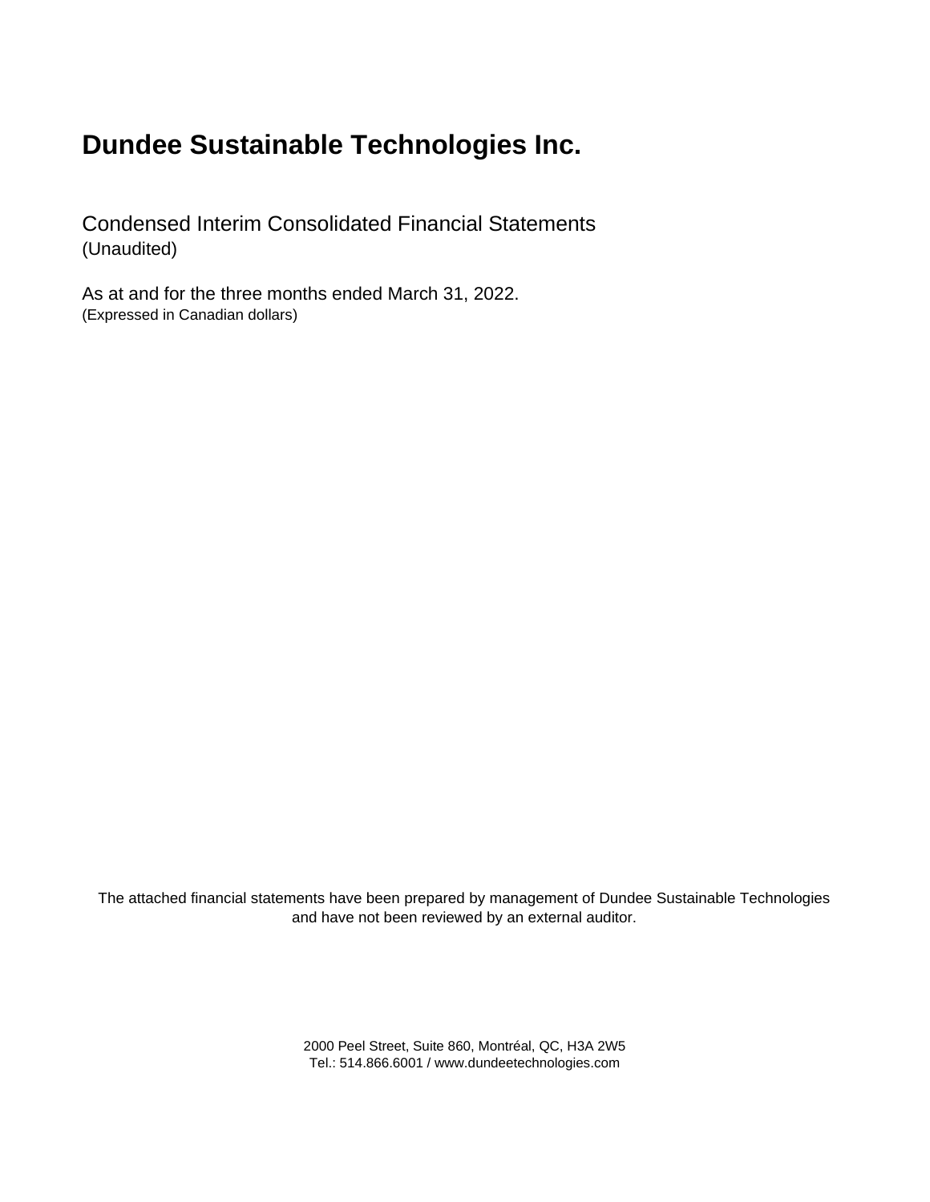# Dundee Sustainable Technologies Inc.

Condensed Interim Consolidated Financial Statements
(Unaudited)

As at and for the three months ended March 31, 2022.
(Expressed in Canadian dollars)

The attached financial statements have been prepared by management of Dundee Sustainable Technologies and have not been reviewed by an external auditor.

2000 Peel Street, Suite 860, Montréal, QC, H3A 2W5
Tel.: 514.866.6001 / www.dundeetechnologies.com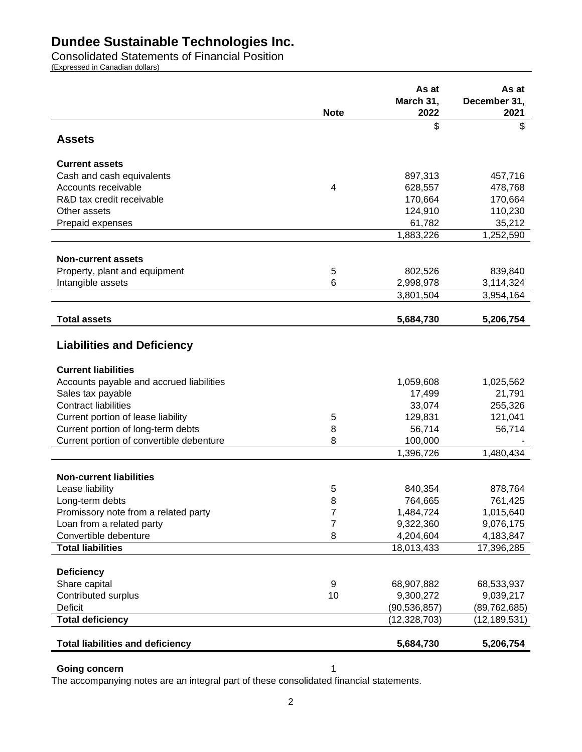# Dundee Sustainable Technologies Inc.

Consolidated Statements of Financial Position
(Expressed in Canadian dollars)

| | Note | As at March 31, 2022 | As at December 31, 2021 |
|---|---|---|---|
| | | $ | $ |
| **Assets** | | | |
| **Current assets** | | | |
| Cash and cash equivalents | | 897,313 | 457,716 |
| Accounts receivable | 4 | 628,557 | 478,768 |
| R&D tax credit receivable | | 170,664 | 170,664 |
| Other assets | | 124,910 | 110,230 |
| Prepaid expenses | | 61,782 | 35,212 |
| | | 1,883,226 | 1,252,590 |
| **Non-current assets** | | | |
| Property, plant and equipment | 5 | 802,526 | 839,840 |
| Intangible assets | 6 | 2,998,978 | 3,114,324 |
| | | 3,801,504 | 3,954,164 |
| **Total assets** | | **5,684,730** | **5,206,754** |
| **Liabilities and Deficiency** | | | |
| **Current liabilities** | | | |
| Accounts payable and accrued liabilities | | 1,059,608 | 1,025,562 |
| Sales tax payable | | 17,499 | 21,791 |
| Contract liabilities | | 33,074 | 255,326 |
| Current portion of lease liability | 5 | 129,831 | 121,041 |
| Current portion of long-term debts | 8 | 56,714 | 56,714 |
| Current portion of convertible debenture | 8 | 100,000 | - |
| | | 1,396,726 | 1,480,434 |
| **Non-current liabilities** | | | |
| Lease liability | 5 | 840,354 | 878,764 |
| Long-term debts | 8 | 764,665 | 761,425 |
| Promissory note from a related party | 7 | 1,484,724 | 1,015,640 |
| Loan from a related party | 7 | 9,322,360 | 9,076,175 |
| Convertible debenture | 8 | 4,204,604 | 4,183,847 |
| **Total liabilities** | | 18,013,433 | 17,396,285 |
| **Deficiency** | | | |
| Share capital | 9 | 68,907,882 | 68,533,937 |
| Contributed surplus | 10 | 9,300,272 | 9,039,217 |
| Deficit | | (90,536,857) | (89,762,685) |
| **Total deficiency** | | (12,328,703) | (12,189,531) |
| **Total liabilities and deficiency** | | **5,684,730** | **5,206,754** |

**Going concern** 1

The accompanying notes are an integral part of these consolidated financial statements.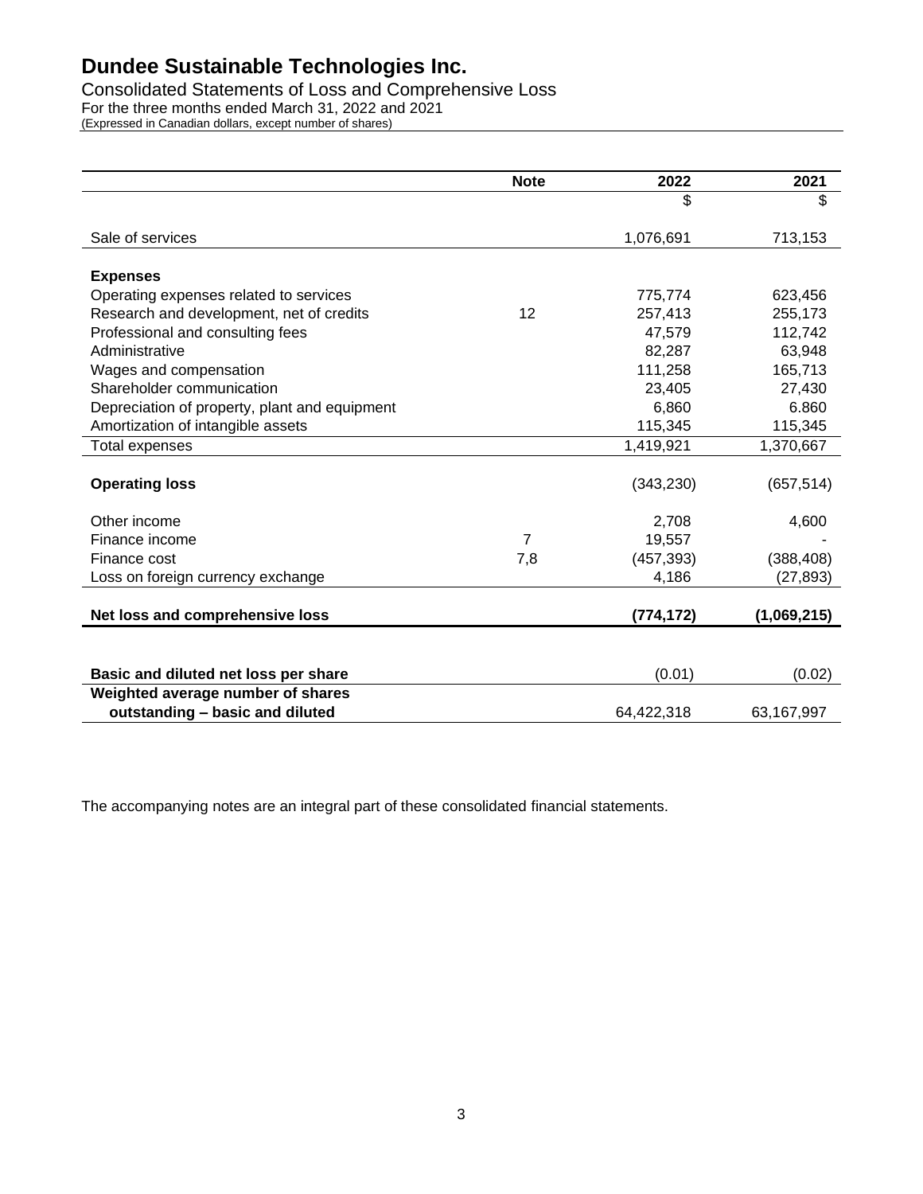# Dundee Sustainable Technologies Inc.

Consolidated Statements of Loss and Comprehensive Loss
For the three months ended March 31, 2022 and 2021
(Expressed in Canadian dollars, except number of shares)

| | Note | 2022 | 2021 |
|---|---|---|---|
| | | $ | $ |
| Sale of services | | 1,076,691 | 713,153 |
| **Expenses** | | | |
| Operating expenses related to services | | 775,774 | 623,456 |
| Research and development, net of credits | 12 | 257,413 | 255,173 |
| Professional and consulting fees | | 47,579 | 112,742 |
| Administrative | | 82,287 | 63,948 |
| Wages and compensation | | 111,258 | 165,713 |
| Shareholder communication | | 23,405 | 27,430 |
| Depreciation of property, plant and equipment | | 6,860 | 6.860 |
| Amortization of intangible assets | | 115,345 | 115,345 |
| Total expenses | | 1,419,921 | 1,370,667 |
| **Operating loss** | | (343,230) | (657,514) |
| Other income | | 2,708 | 4,600 |
| Finance income | 7 | 19,557 | - |
| Finance cost | 7,8 | (457,393) | (388,408) |
| Loss on foreign currency exchange | | 4,186 | (27,893) |
| **Net loss and comprehensive loss** | | **(774,172)** | **(1,069,215)** |
| **Basic and diluted net loss per share** | | (0.01) | (0.02) |
| **Weighted average number of shares outstanding – basic and diluted** | | 64,422,318 | 63,167,997 |

The accompanying notes are an integral part of these consolidated financial statements.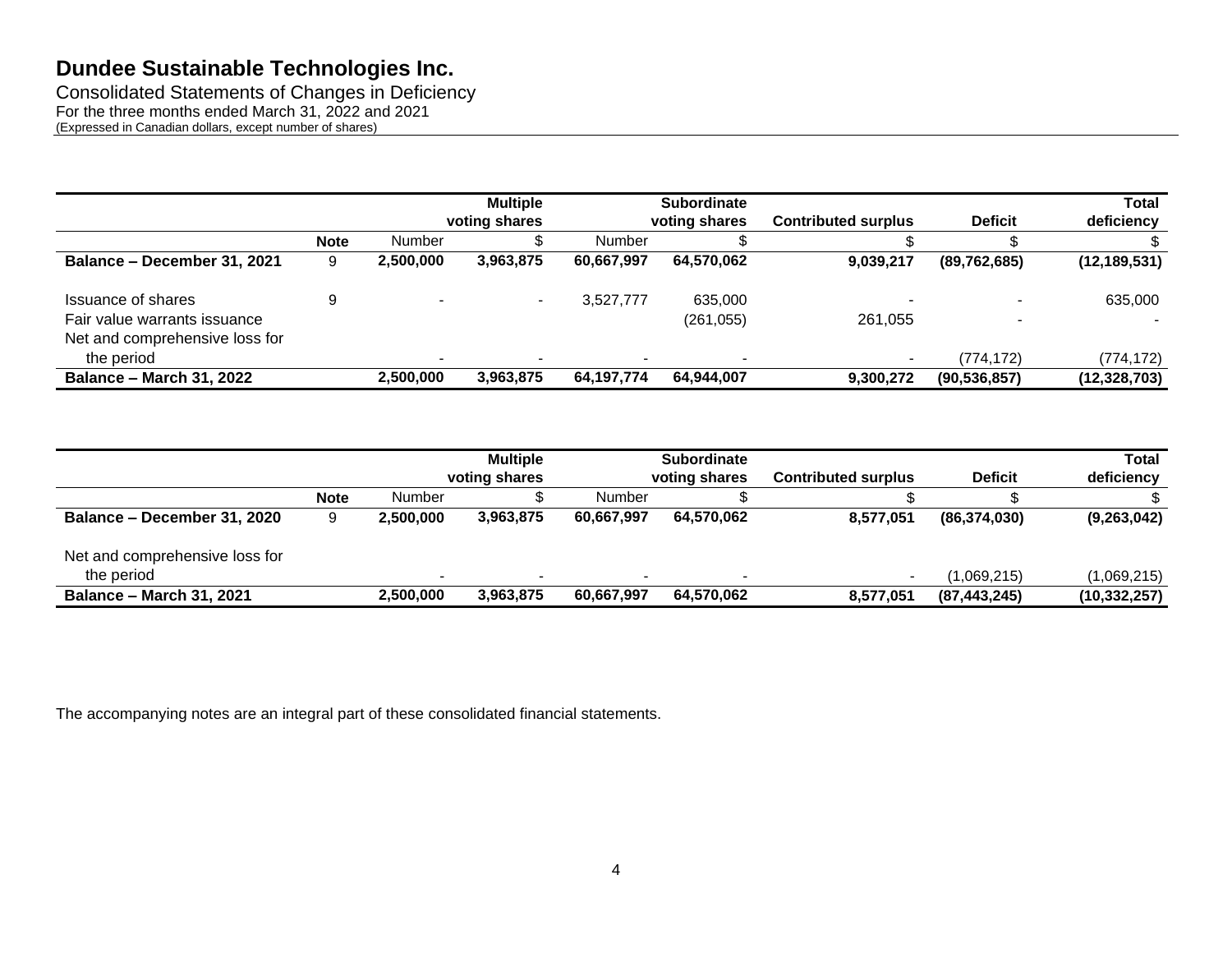# Dundee Sustainable Technologies Inc.

Consolidated Statements of Changes in Deficiency
For the three months ended March 31, 2022 and 2021
(Expressed in Canadian dollars, except number of shares)

| | | Multiple voting shares | | Subordinate voting shares | | Contributed surplus | Deficit | Total deficiency |
|---|---|---|---|---|---|---|---|---|
| | **Note** | Number | $ | Number | $ | $ | $ | $ |
| **Balance – December 31, 2021** | 9 | **2,500,000** | **3,963,875** | **60,667,997** | **64,570,062** | **9,039,217** | **(89,762,685)** | **(12,189,531)** |
| Issuance of shares | 9 | - | - | 3,527,777 | 635,000 | - | - | 635,000 |
| Fair value warrants issuance | | | | | (261,055) | 261,055 | - | - |
| Net and comprehensive loss for the period | | - | - | - | - | - | (774,172) | (774,172) |
| **Balance – March 31, 2022** | | **2,500,000** | **3,963,875** | **64,197,774** | **64,944,007** | **9,300,272** | **(90,536,857)** | **(12,328,703)** |

| | | Multiple voting shares | | Subordinate voting shares | | Contributed surplus | Deficit | Total deficiency |
|---|---|---|---|---|---|---|---|---|
| | **Note** | Number | $ | Number | $ | $ | $ | $ |
| **Balance – December 31, 2020** | 9 | **2,500,000** | **3,963,875** | **60,667,997** | **64,570,062** | **8,577,051** | **(86,374,030)** | **(9,263,042)** |
| Net and comprehensive loss for the period | | - | - | - | - | - | (1,069,215) | (1,069,215) |
| **Balance – March 31, 2021** | | **2,500,000** | **3,963,875** | **60,667,997** | **64,570,062** | **8,577,051** | **(87,443,245)** | **(10,332,257)** |

The accompanying notes are an integral part of these consolidated financial statements.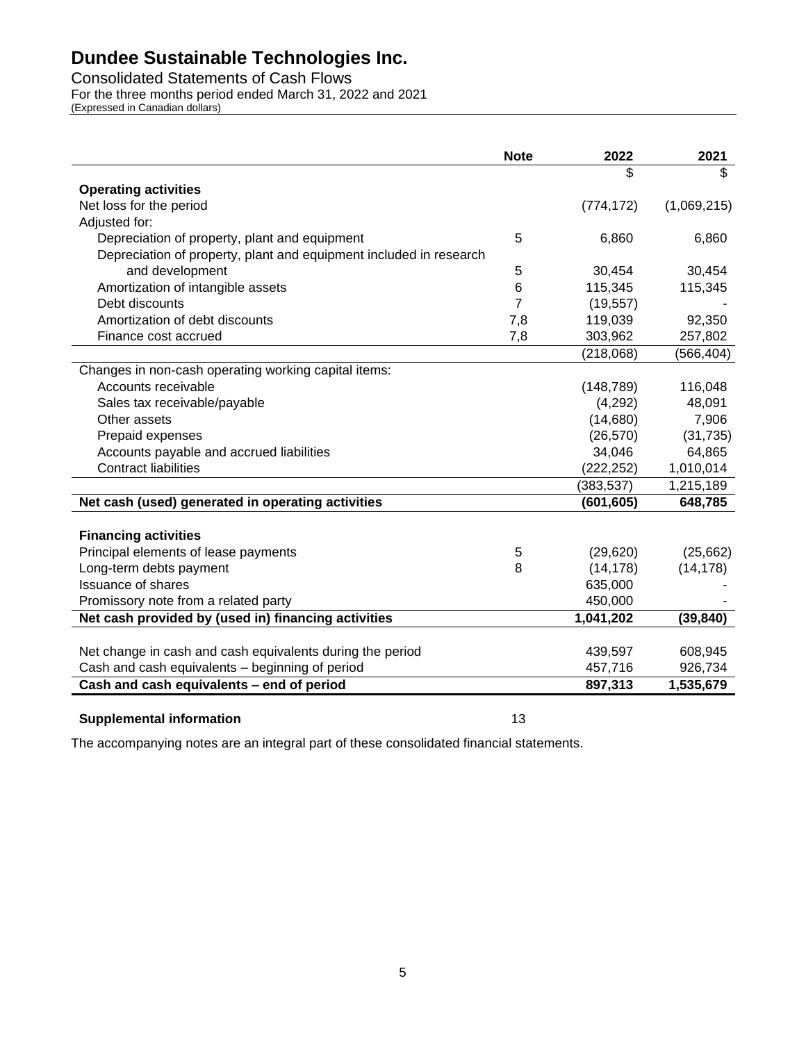# Dundee Sustainable Technologies Inc.

Consolidated Statements of Cash Flows
For the three months period ended March 31, 2022 and 2021
(Expressed in Canadian dollars)

| | Note | 2022 | 2021 |
|---|---|---|---|
| | | $ | $ |
| **Operating activities** | | | |
| Net loss for the period | | (774,172) | (1,069,215) |
| Adjusted for: | | | |
| Depreciation of property, plant and equipment | 5 | 6,860 | 6,860 |
| Depreciation of property, plant and equipment included in research and development | 5 | 30,454 | 30,454 |
| Amortization of intangible assets | 6 | 115,345 | 115,345 |
| Debt discounts | 7 | (19,557) | - |
| Amortization of debt discounts | 7,8 | 119,039 | 92,350 |
| Finance cost accrued | 7,8 | 303,962 | 257,802 |
| | | (218,068) | (566,404) |
| Changes in non-cash operating working capital items: | | | |
| Accounts receivable | | (148,789) | 116,048 |
| Sales tax receivable/payable | | (4,292) | 48,091 |
| Other assets | | (14,680) | 7,906 |
| Prepaid expenses | | (26,570) | (31,735) |
| Accounts payable and accrued liabilities | | 34,046 | 64,865 |
| Contract liabilities | | (222,252) | 1,010,014 |
| | | (383,537) | 1,215,189 |
| **Net cash (used) generated in operating activities** | | **(601,605)** | **648,785** |
| **Financing activities** | | | |
| Principal elements of lease payments | 5 | (29,620) | (25,662) |
| Long-term debts payment | 8 | (14,178) | (14,178) |
| Issuance of shares | | 635,000 | - |
| Promissory note from a related party | | 450,000 | - |
| **Net cash provided by (used in) financing activities** | | **1,041,202** | **(39,840)** |
| Net change in cash and cash equivalents during the period | | 439,597 | 608,945 |
| Cash and cash equivalents – beginning of period | | 457,716 | 926,734 |
| **Cash and cash equivalents – end of period** | | **897,313** | **1,535,679** |

**Supplemental information** 13

The accompanying notes are an integral part of these consolidated financial statements.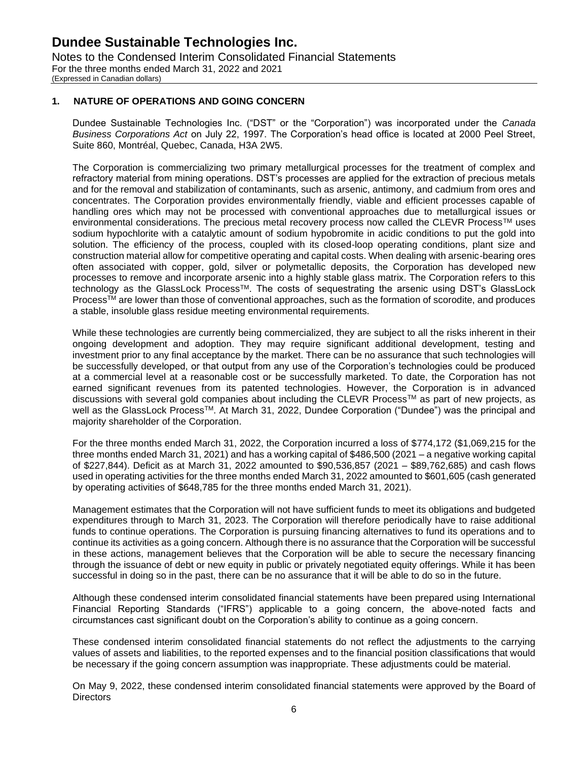## 1. NATURE OF OPERATIONS AND GOING CONCERN

Dundee Sustainable Technologies Inc. ("DST" or the "Corporation") was incorporated under the *Canada Business Corporations Act* on July 22, 1997. The Corporation's head office is located at 2000 Peel Street, Suite 860, Montréal, Quebec, Canada, H3A 2W5.

The Corporation is commercializing two primary metallurgical processes for the treatment of complex and refractory material from mining operations. DST's processes are applied for the extraction of precious metals and for the removal and stabilization of contaminants, such as arsenic, antimony, and cadmium from ores and concentrates. The Corporation provides environmentally friendly, viable and efficient processes capable of handling ores which may not be processed with conventional approaches due to metallurgical issues or environmental considerations. The precious metal recovery process now called the CLEVR Process™ uses sodium hypochlorite with a catalytic amount of sodium hypobromite in acidic conditions to put the gold into solution. The efficiency of the process, coupled with its closed-loop operating conditions, plant size and construction material allow for competitive operating and capital costs. When dealing with arsenic-bearing ores often associated with copper, gold, silver or polymetallic deposits, the Corporation has developed new processes to remove and incorporate arsenic into a highly stable glass matrix. The Corporation refers to this technology as the GlassLock Process™. The costs of sequestrating the arsenic using DST's GlassLock Process™ are lower than those of conventional approaches, such as the formation of scorodite, and produces a stable, insoluble glass residue meeting environmental requirements.

While these technologies are currently being commercialized, they are subject to all the risks inherent in their ongoing development and adoption. They may require significant additional development, testing and investment prior to any final acceptance by the market. There can be no assurance that such technologies will be successfully developed, or that output from any use of the Corporation's technologies could be produced at a commercial level at a reasonable cost or be successfully marketed. To date, the Corporation has not earned significant revenues from its patented technologies. However, the Corporation is in advanced discussions with several gold companies about including the CLEVR Process™ as part of new projects, as well as the GlassLock Process™. At March 31, 2022, Dundee Corporation ("Dundee") was the principal and majority shareholder of the Corporation.

For the three months ended March 31, 2022, the Corporation incurred a loss of $774,172 ($1,069,215 for the three months ended March 31, 2021) and has a working capital of $486,500 (2021 – a negative working capital of $227,844). Deficit as at March 31, 2022 amounted to $90,536,857 (2021 – $89,762,685) and cash flows used in operating activities for the three months ended March 31, 2022 amounted to $601,605 (cash generated by operating activities of $648,785 for the three months ended March 31, 2021).

Management estimates that the Corporation will not have sufficient funds to meet its obligations and budgeted expenditures through to March 31, 2023. The Corporation will therefore periodically have to raise additional funds to continue operations. The Corporation is pursuing financing alternatives to fund its operations and to continue its activities as a going concern. Although there is no assurance that the Corporation will be successful in these actions, management believes that the Corporation will be able to secure the necessary financing through the issuance of debt or new equity in public or privately negotiated equity offerings. While it has been successful in doing so in the past, there can be no assurance that it will be able to do so in the future.

Although these condensed interim consolidated financial statements have been prepared using International Financial Reporting Standards ("IFRS") applicable to a going concern, the above-noted facts and circumstances cast significant doubt on the Corporation's ability to continue as a going concern.

These condensed interim consolidated financial statements do not reflect the adjustments to the carrying values of assets and liabilities, to the reported expenses and to the financial position classifications that would be necessary if the going concern assumption was inappropriate. These adjustments could be material.

On May 9, 2022, these condensed interim consolidated financial statements were approved by the Board of Directors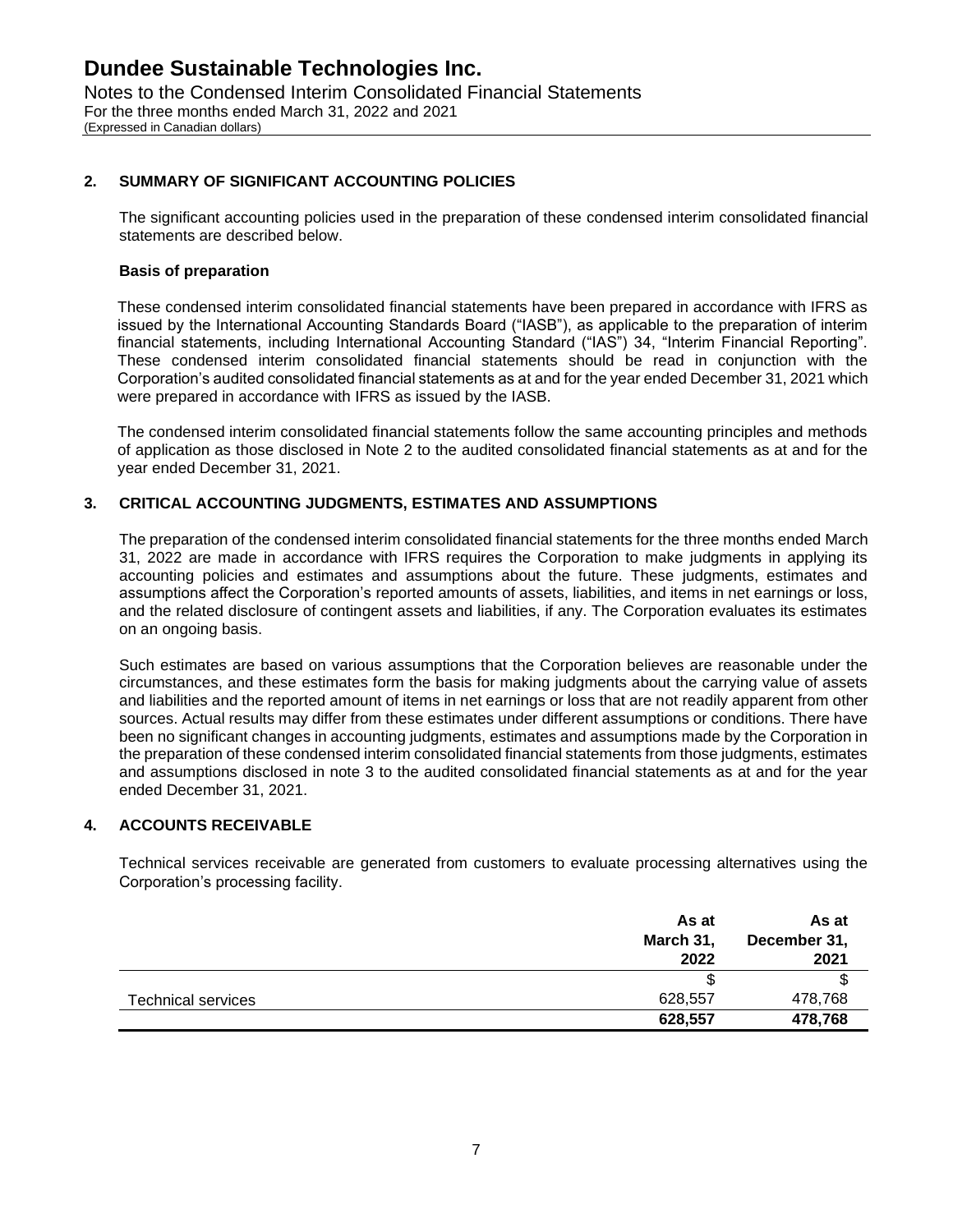## 2. SUMMARY OF SIGNIFICANT ACCOUNTING POLICIES

The significant accounting policies used in the preparation of these condensed interim consolidated financial statements are described below.

### Basis of preparation

These condensed interim consolidated financial statements have been prepared in accordance with IFRS as issued by the International Accounting Standards Board ("IASB"), as applicable to the preparation of interim financial statements, including International Accounting Standard ("IAS") 34, "Interim Financial Reporting". These condensed interim consolidated financial statements should be read in conjunction with the Corporation's audited consolidated financial statements as at and for the year ended December 31, 2021 which were prepared in accordance with IFRS as issued by the IASB.

The condensed interim consolidated financial statements follow the same accounting principles and methods of application as those disclosed in Note 2 to the audited consolidated financial statements as at and for the year ended December 31, 2021.

## 3. CRITICAL ACCOUNTING JUDGMENTS, ESTIMATES AND ASSUMPTIONS

The preparation of the condensed interim consolidated financial statements for the three months ended March 31, 2022 are made in accordance with IFRS requires the Corporation to make judgments in applying its accounting policies and estimates and assumptions about the future. These judgments, estimates and assumptions affect the Corporation's reported amounts of assets, liabilities, and items in net earnings or loss, and the related disclosure of contingent assets and liabilities, if any. The Corporation evaluates its estimates on an ongoing basis.

Such estimates are based on various assumptions that the Corporation believes are reasonable under the circumstances, and these estimates form the basis for making judgments about the carrying value of assets and liabilities and the reported amount of items in net earnings or loss that are not readily apparent from other sources. Actual results may differ from these estimates under different assumptions or conditions. There have been no significant changes in accounting judgments, estimates and assumptions made by the Corporation in the preparation of these condensed interim consolidated financial statements from those judgments, estimates and assumptions disclosed in note 3 to the audited consolidated financial statements as at and for the year ended December 31, 2021.

## 4. ACCOUNTS RECEIVABLE

Technical services receivable are generated from customers to evaluate processing alternatives using the Corporation's processing facility.

| | **As at March 31, 2022** | **As at December 31, 2021** |
|---|---|---|
| | $ | $ |
| Technical services | 628,557 | 478,768 |
| | **628,557** | **478,768** |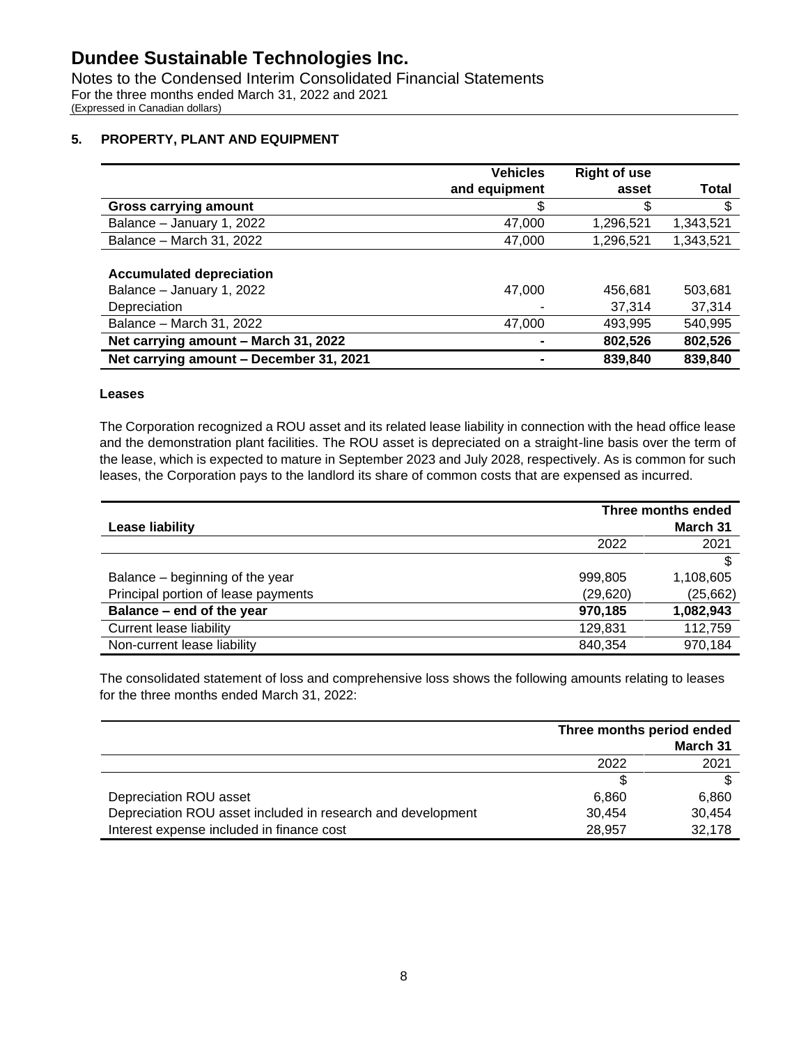# Dundee Sustainable Technologies Inc.

Notes to the Condensed Interim Consolidated Financial Statements
For the three months ended March 31, 2022 and 2021
(Expressed in Canadian dollars)

## 5. PROPERTY, PLANT AND EQUIPMENT

| | Vehicles and equipment | Right of use asset | Total |
|---|---|---|---|
| **Gross carrying amount** | $ | $ | $ |
| Balance – January 1, 2022 | 47,000 | 1,296,521 | 1,343,521 |
| Balance – March 31, 2022 | 47,000 | 1,296,521 | 1,343,521 |
| | | | |
| **Accumulated depreciation** | | | |
| Balance – January 1, 2022 | 47,000 | 456,681 | 503,681 |
| Depreciation | - | 37,314 | 37,314 |
| Balance – March 31, 2022 | 47,000 | 493,995 | 540,995 |
| **Net carrying amount – March 31, 2022** | **-** | **802,526** | **802,526** |
| **Net carrying amount – December 31, 2021** | **-** | **839,840** | **839,840** |

**Leases**

The Corporation recognized a ROU asset and its related lease liability in connection with the head office lease and the demonstration plant facilities. The ROU asset is depreciated on a straight-line basis over the term of the lease, which is expected to mature in September 2023 and July 2028, respectively. As is common for such leases, the Corporation pays to the landlord its share of common costs that are expensed as incurred.

| | Three months ended | |
|---|---|---|
| **Lease liability** | | **March 31** |
| | 2022 | 2021 |
| | | $ |
| Balance – beginning of the year | 999,805 | 1,108,605 |
| Principal portion of lease payments | (29,620) | (25,662) |
| **Balance – end of the year** | **970,185** | **1,082,943** |
| Current lease liability | 129,831 | 112,759 |
| Non-current lease liability | 840,354 | 970,184 |

The consolidated statement of loss and comprehensive loss shows the following amounts relating to leases for the three months ended March 31, 2022:

| | Three months period ended | |
|---|---|---|
| | | **March 31** |
| | 2022 | 2021 |
| | $ | $ |
| Depreciation ROU asset | 6,860 | 6,860 |
| Depreciation ROU asset included in research and development | 30,454 | 30,454 |
| Interest expense included in finance cost | 28,957 | 32,178 |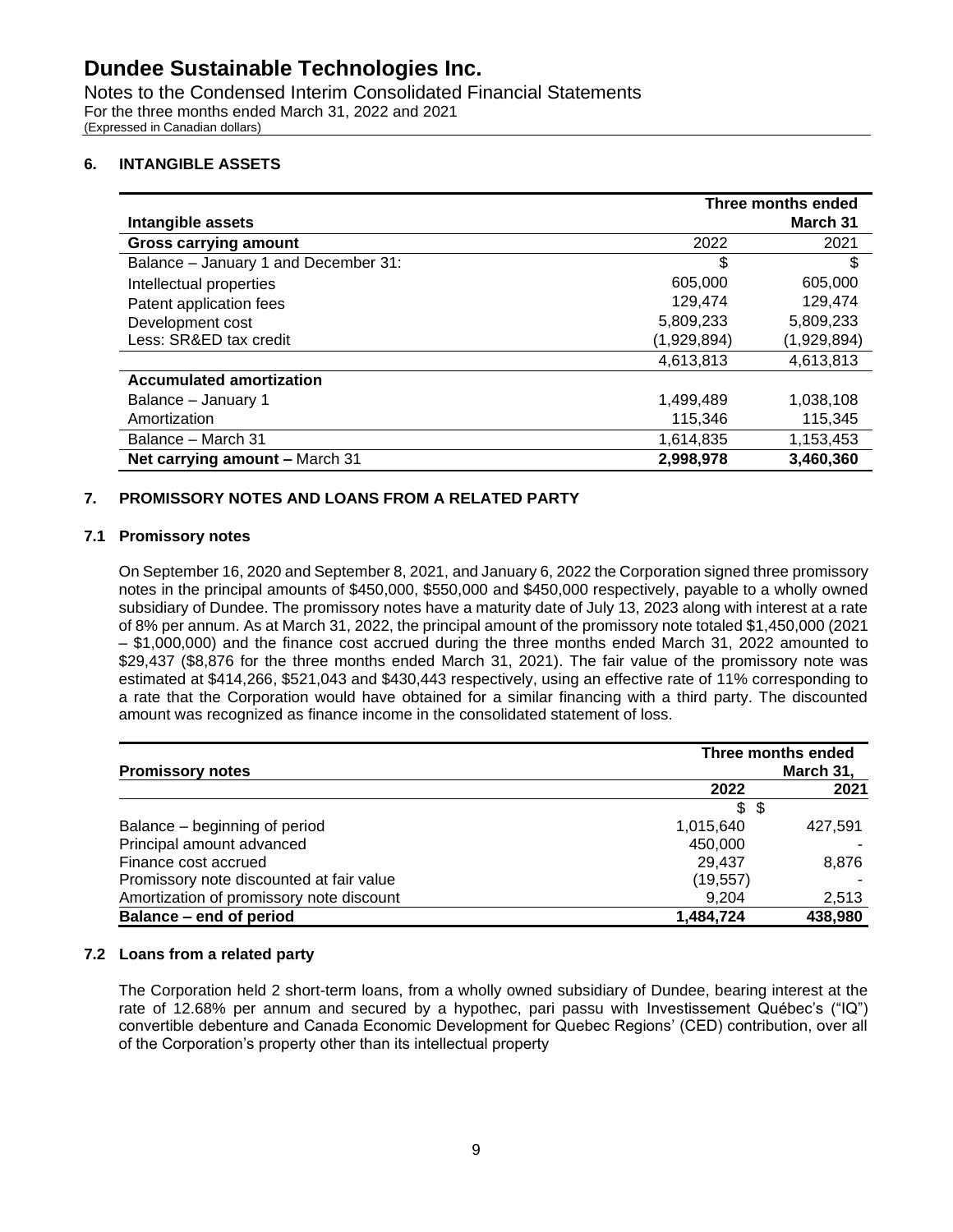# Dundee Sustainable Technologies Inc.

Notes to the Condensed Interim Consolidated Financial Statements
For the three months ended March 31, 2022 and 2021
(Expressed in Canadian dollars)

## 6. INTANGIBLE ASSETS

| Intangible assets | Three months ended | March 31 |
|---|---|---|
| **Gross carrying amount** | 2022 | 2021 |
| Balance – January 1 and December 31: | $ | $ |
| Intellectual properties | 605,000 | 605,000 |
| Patent application fees | 129,474 | 129,474 |
| Development cost | 5,809,233 | 5,809,233 |
| Less: SR&ED tax credit | (1,929,894) | (1,929,894) |
| | 4,613,813 | 4,613,813 |
| **Accumulated amortization** | | |
| Balance – January 1 | 1,499,489 | 1,038,108 |
| Amortization | 115,346 | 115,345 |
| Balance – March 31 | 1,614,835 | 1,153,453 |
| **Net carrying amount –** March 31 | **2,998,978** | **3,460,360** |

## 7. PROMISSORY NOTES AND LOANS FROM A RELATED PARTY

### 7.1 Promissory notes

On September 16, 2020 and September 8, 2021, and January 6, 2022 the Corporation signed three promissory notes in the principal amounts of $450,000, $550,000 and $450,000 respectively, payable to a wholly owned subsidiary of Dundee. The promissory notes have a maturity date of July 13, 2023 along with interest at a rate of 8% per annum. As at March 31, 2022, the principal amount of the promissory note totaled $1,450,000 (2021 – $1,000,000) and the finance cost accrued during the three months ended March 31, 2022 amounted to $29,437 ($8,876 for the three months ended March 31, 2021). The fair value of the promissory note was estimated at $414,266, $521,043 and $430,443 respectively, using an effective rate of 11% corresponding to a rate that the Corporation would have obtained for a similar financing with a third party. The discounted amount was recognized as finance income in the consolidated statement of loss.

| Promissory notes | Three months ended | March 31, |
|---|---|---|
| | **2022** | **2021** |
| | $ | $ |
| Balance – beginning of period | 1,015,640 | 427,591 |
| Principal amount advanced | 450,000 | - |
| Finance cost accrued | 29,437 | 8,876 |
| Promissory note discounted at fair value | (19,557) | - |
| Amortization of promissory note discount | 9,204 | 2,513 |
| **Balance – end of period** | **1,484,724** | **438,980** |

### 7.2 Loans from a related party

The Corporation held 2 short-term loans, from a wholly owned subsidiary of Dundee, bearing interest at the rate of 12.68% per annum and secured by a hypothec, pari passu with Investissement Québec's ("IQ") convertible debenture and Canada Economic Development for Quebec Regions' (CED) contribution, over all of the Corporation's property other than its intellectual property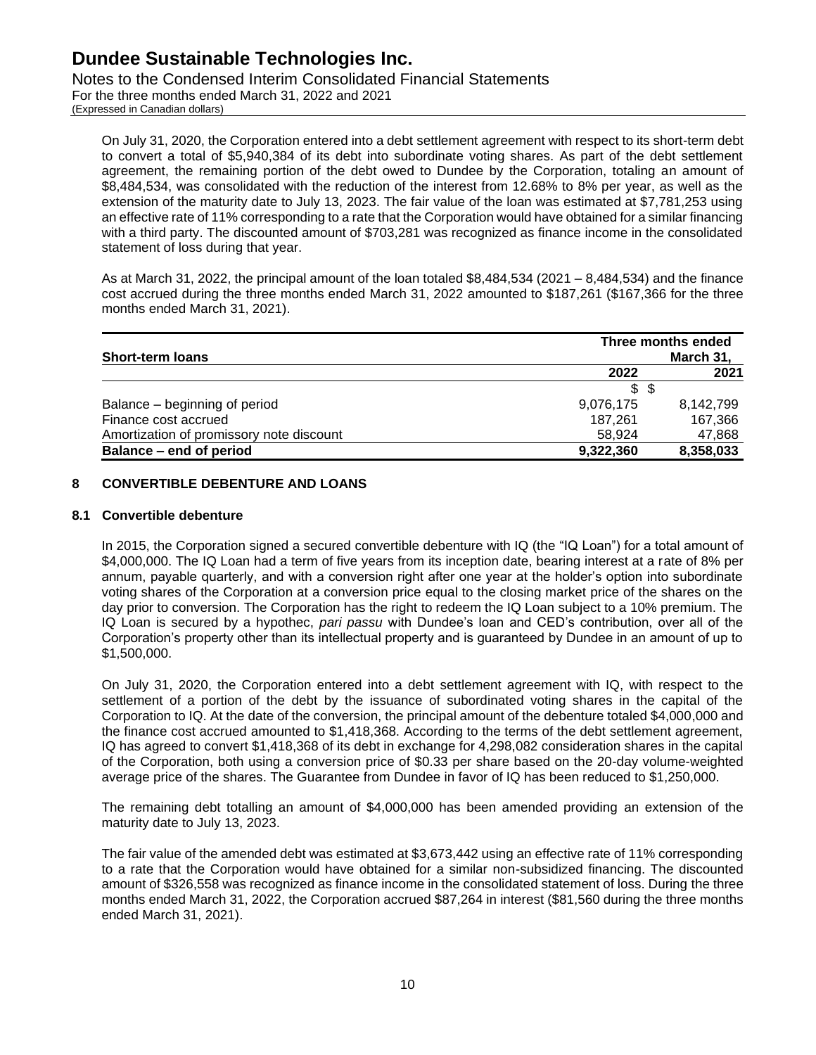On July 31, 2020, the Corporation entered into a debt settlement agreement with respect to its short-term debt to convert a total of $5,940,384 of its debt into subordinate voting shares. As part of the debt settlement agreement, the remaining portion of the debt owed to Dundee by the Corporation, totaling an amount of $8,484,534, was consolidated with the reduction of the interest from 12.68% to 8% per year, as well as the extension of the maturity date to July 13, 2023. The fair value of the loan was estimated at $7,781,253 using an effective rate of 11% corresponding to a rate that the Corporation would have obtained for a similar financing with a third party. The discounted amount of $703,281 was recognized as finance income in the consolidated statement of loss during that year.

As at March 31, 2022, the principal amount of the loan totaled $8,484,534 (2021 – 8,484,534) and the finance cost accrued during the three months ended March 31, 2022 amounted to $187,261 ($167,366 for the three months ended March 31, 2021).

| **Short-term loans** | **Three months ended March 31,** | |
|---|---|---|
| | **2022** | **2021** |
| | $ | $ |
| Balance – beginning of period | 9,076,175 | 8,142,799 |
| Finance cost accrued | 187,261 | 167,366 |
| Amortization of promissory note discount | 58,924 | 47,868 |
| **Balance – end of period** | **9,322,360** | **8,358,033** |

## 8 CONVERTIBLE DEBENTURE AND LOANS

### 8.1 Convertible debenture

In 2015, the Corporation signed a secured convertible debenture with IQ (the "IQ Loan") for a total amount of $4,000,000. The IQ Loan had a term of five years from its inception date, bearing interest at a rate of 8% per annum, payable quarterly, and with a conversion right after one year at the holder's option into subordinate voting shares of the Corporation at a conversion price equal to the closing market price of the shares on the day prior to conversion. The Corporation has the right to redeem the IQ Loan subject to a 10% premium. The IQ Loan is secured by a hypothec, *pari passu* with Dundee's loan and CED's contribution, over all of the Corporation's property other than its intellectual property and is guaranteed by Dundee in an amount of up to $1,500,000.

On July 31, 2020, the Corporation entered into a debt settlement agreement with IQ, with respect to the settlement of a portion of the debt by the issuance of subordinated voting shares in the capital of the Corporation to IQ. At the date of the conversion, the principal amount of the debenture totaled $4,000,000 and the finance cost accrued amounted to $1,418,368. According to the terms of the debt settlement agreement, IQ has agreed to convert $1,418,368 of its debt in exchange for 4,298,082 consideration shares in the capital of the Corporation, both using a conversion price of $0.33 per share based on the 20-day volume-weighted average price of the shares. The Guarantee from Dundee in favor of IQ has been reduced to $1,250,000.

The remaining debt totalling an amount of $4,000,000 has been amended providing an extension of the maturity date to July 13, 2023.

The fair value of the amended debt was estimated at $3,673,442 using an effective rate of 11% corresponding to a rate that the Corporation would have obtained for a similar non-subsidized financing. The discounted amount of $326,558 was recognized as finance income in the consolidated statement of loss. During the three months ended March 31, 2022, the Corporation accrued $87,264 in interest ($81,560 during the three months ended March 31, 2021).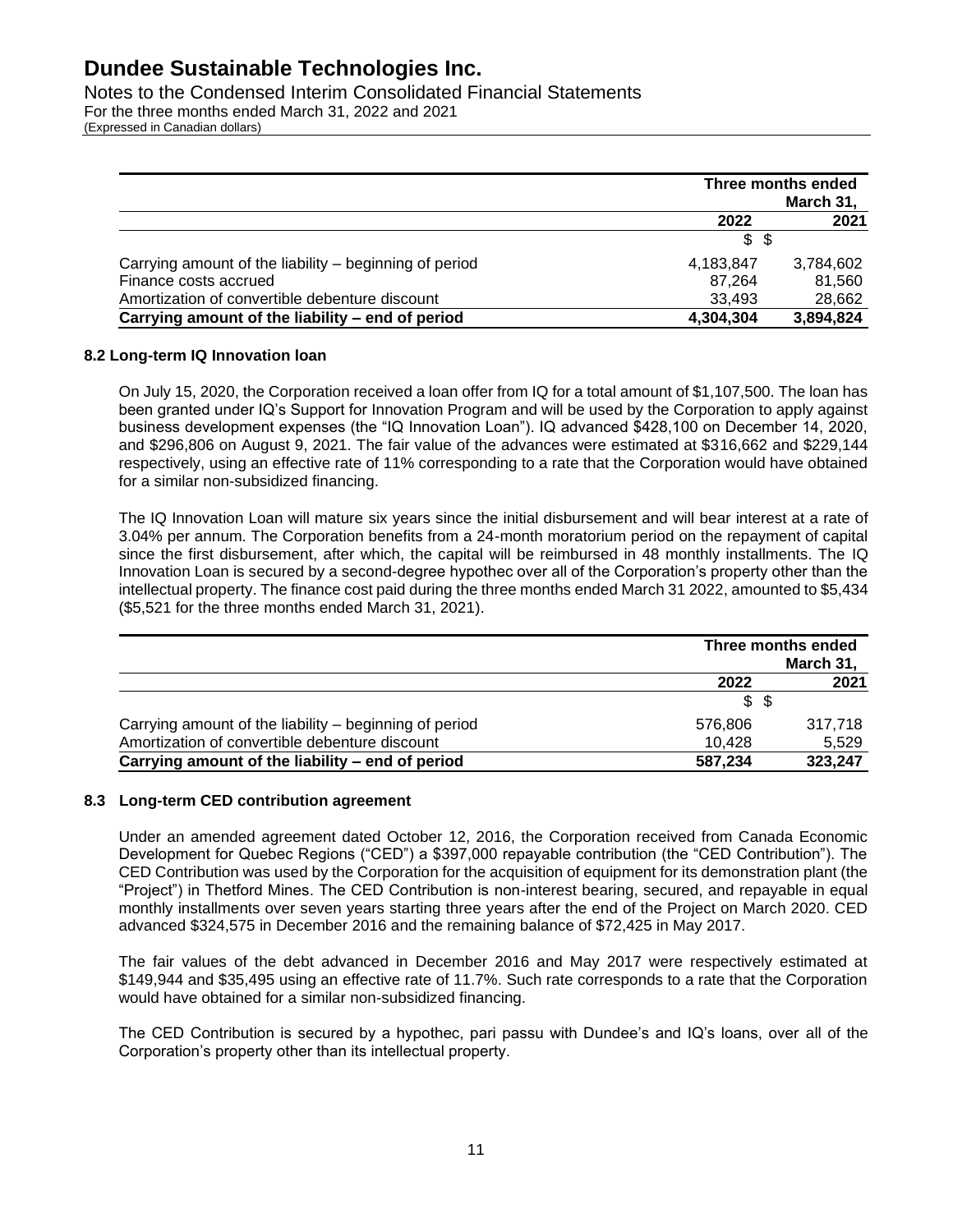| | Three months ended March 31, | |
|---|---|---|
| | 2022 | 2021 |
| | $ | $ |
| Carrying amount of the liability – beginning of period | 4,183,847 | 3,784,602 |
| Finance costs accrued | 87,264 | 81,560 |
| Amortization of convertible debenture discount | 33,493 | 28,662 |
| **Carrying amount of the liability – end of period** | **4,304,304** | **3,894,824** |

### 8.2 Long-term IQ Innovation loan

On July 15, 2020, the Corporation received a loan offer from IQ for a total amount of $1,107,500. The loan has been granted under IQ's Support for Innovation Program and will be used by the Corporation to apply against business development expenses (the "IQ Innovation Loan"). IQ advanced $428,100 on December 14, 2020, and $296,806 on August 9, 2021. The fair value of the advances were estimated at $316,662 and $229,144 respectively, using an effective rate of 11% corresponding to a rate that the Corporation would have obtained for a similar non-subsidized financing.

The IQ Innovation Loan will mature six years since the initial disbursement and will bear interest at a rate of 3.04% per annum. The Corporation benefits from a 24-month moratorium period on the repayment of capital since the first disbursement, after which, the capital will be reimbursed in 48 monthly installments. The IQ Innovation Loan is secured by a second-degree hypothec over all of the Corporation's property other than the intellectual property. The finance cost paid during the three months ended March 31 2022, amounted to $5,434 ($5,521 for the three months ended March 31, 2021).

| | Three months ended March 31, | |
|---|---|---|
| | 2022 | 2021 |
| | $ | $ |
| Carrying amount of the liability – beginning of period | 576,806 | 317,718 |
| Amortization of convertible debenture discount | 10,428 | 5,529 |
| **Carrying amount of the liability – end of period** | **587,234** | **323,247** |

### 8.3 Long-term CED contribution agreement

Under an amended agreement dated October 12, 2016, the Corporation received from Canada Economic Development for Quebec Regions ("CED") a $397,000 repayable contribution (the "CED Contribution"). The CED Contribution was used by the Corporation for the acquisition of equipment for its demonstration plant (the "Project") in Thetford Mines. The CED Contribution is non-interest bearing, secured, and repayable in equal monthly installments over seven years starting three years after the end of the Project on March 2020. CED advanced $324,575 in December 2016 and the remaining balance of $72,425 in May 2017.

The fair values of the debt advanced in December 2016 and May 2017 were respectively estimated at $149,944 and $35,495 using an effective rate of 11.7%. Such rate corresponds to a rate that the Corporation would have obtained for a similar non-subsidized financing.

The CED Contribution is secured by a hypothec, pari passu with Dundee's and IQ's loans, over all of the Corporation's property other than its intellectual property.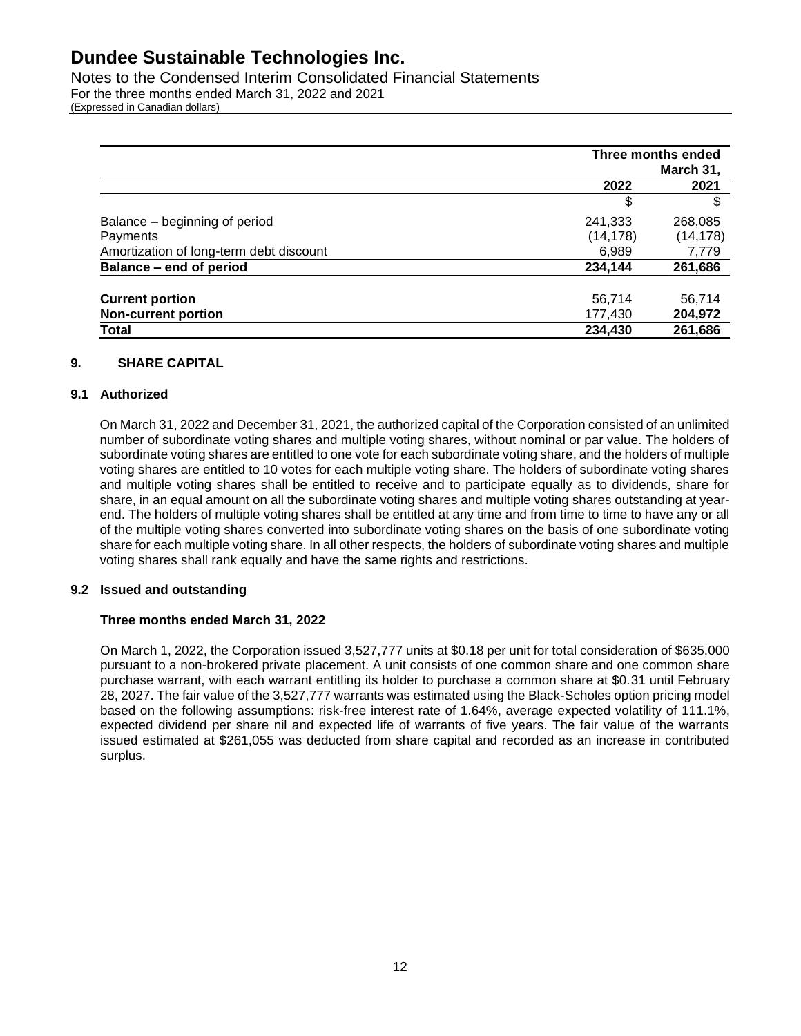| | Three months ended March 31, | |
|---|---|---|
| | 2022 | 2021 |
| | $ | $ |
| Balance – beginning of period | 241,333 | 268,085 |
| Payments | (14,178) | (14,178) |
| Amortization of long-term debt discount | 6,989 | 7,779 |
| **Balance – end of period** | **234,144** | **261,686** |
| **Current portion** | 56,714 | 56,714 |
| **Non-current portion** | 177,430 | **204,972** |
| **Total** | **234,430** | **261,686** |

## 9. SHARE CAPITAL

### 9.1 Authorized

On March 31, 2022 and December 31, 2021, the authorized capital of the Corporation consisted of an unlimited number of subordinate voting shares and multiple voting shares, without nominal or par value. The holders of subordinate voting shares are entitled to one vote for each subordinate voting share, and the holders of multiple voting shares are entitled to 10 votes for each multiple voting share. The holders of subordinate voting shares and multiple voting shares shall be entitled to receive and to participate equally as to dividends, share for share, in an equal amount on all the subordinate voting shares and multiple voting shares outstanding at year-end. The holders of multiple voting shares shall be entitled at any time and from time to time to have any or all of the multiple voting shares converted into subordinate voting shares on the basis of one subordinate voting share for each multiple voting share. In all other respects, the holders of subordinate voting shares and multiple voting shares shall rank equally and have the same rights and restrictions.

### 9.2 Issued and outstanding

**Three months ended March 31, 2022**

On March 1, 2022, the Corporation issued 3,527,777 units at $0.18 per unit for total consideration of $635,000 pursuant to a non-brokered private placement. A unit consists of one common share and one common share purchase warrant, with each warrant entitling its holder to purchase a common share at $0.31 until February 28, 2027. The fair value of the 3,527,777 warrants was estimated using the Black-Scholes option pricing model based on the following assumptions: risk-free interest rate of 1.64%, average expected volatility of 111.1%, expected dividend per share nil and expected life of warrants of five years. The fair value of the warrants issued estimated at $261,055 was deducted from share capital and recorded as an increase in contributed surplus.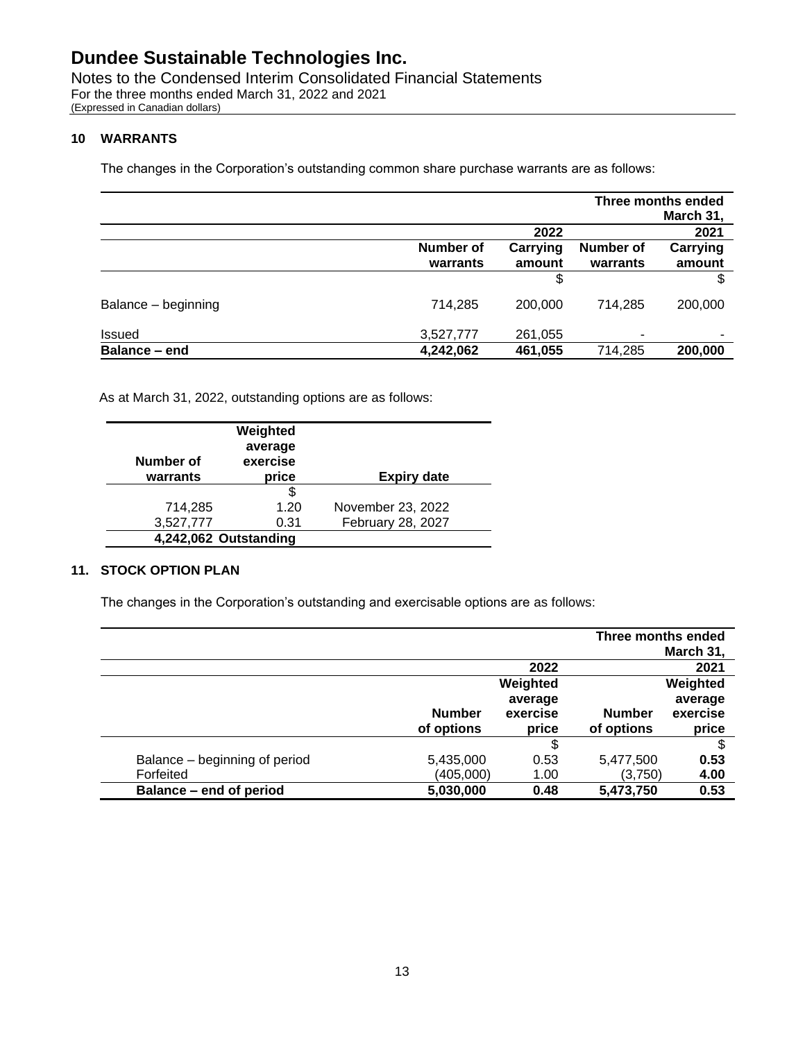## 10 WARRANTS

The changes in the Corporation's outstanding common share purchase warrants are as follows:

| | Three months ended March 31, | | | |
|---|---|---|---|---|
| | | 2022 | | 2021 |
| | Number of warrants | Carrying amount | Number of warrants | Carrying amount |
| | | $ | | $ |
| Balance – beginning | 714,285 | 200,000 | 714,285 | 200,000 |
| Issued | 3,527,777 | 261,055 | - | - |
| **Balance – end** | **4,242,062** | **461,055** | 714,285 | **200,000** |

As at March 31, 2022, outstanding options are as follows:

| Number of warrants | Weighted average exercise price | Expiry date |
|---|---|---|
| | $ | |
| 714,285 | 1.20 | November 23, 2022 |
| 3,527,777 | 0.31 | February 28, 2027 |
| **4,242,062** | **Outstanding** | |

## 11. STOCK OPTION PLAN

The changes in the Corporation's outstanding and exercisable options are as follows:

| | Three months ended March 31, | | | |
|---|---|---|---|---|
| | | 2022 | | 2021 |
| | Number of options | Weighted average exercise price | Number of options | Weighted average exercise price |
| | | $ | | $ |
| Balance – beginning of period | 5,435,000 | 0.53 | 5,477,500 | **0.53** |
| Forfeited | (405,000) | 1.00 | (3,750) | **4.00** |
| **Balance – end of period** | **5,030,000** | **0.48** | **5,473,750** | **0.53** |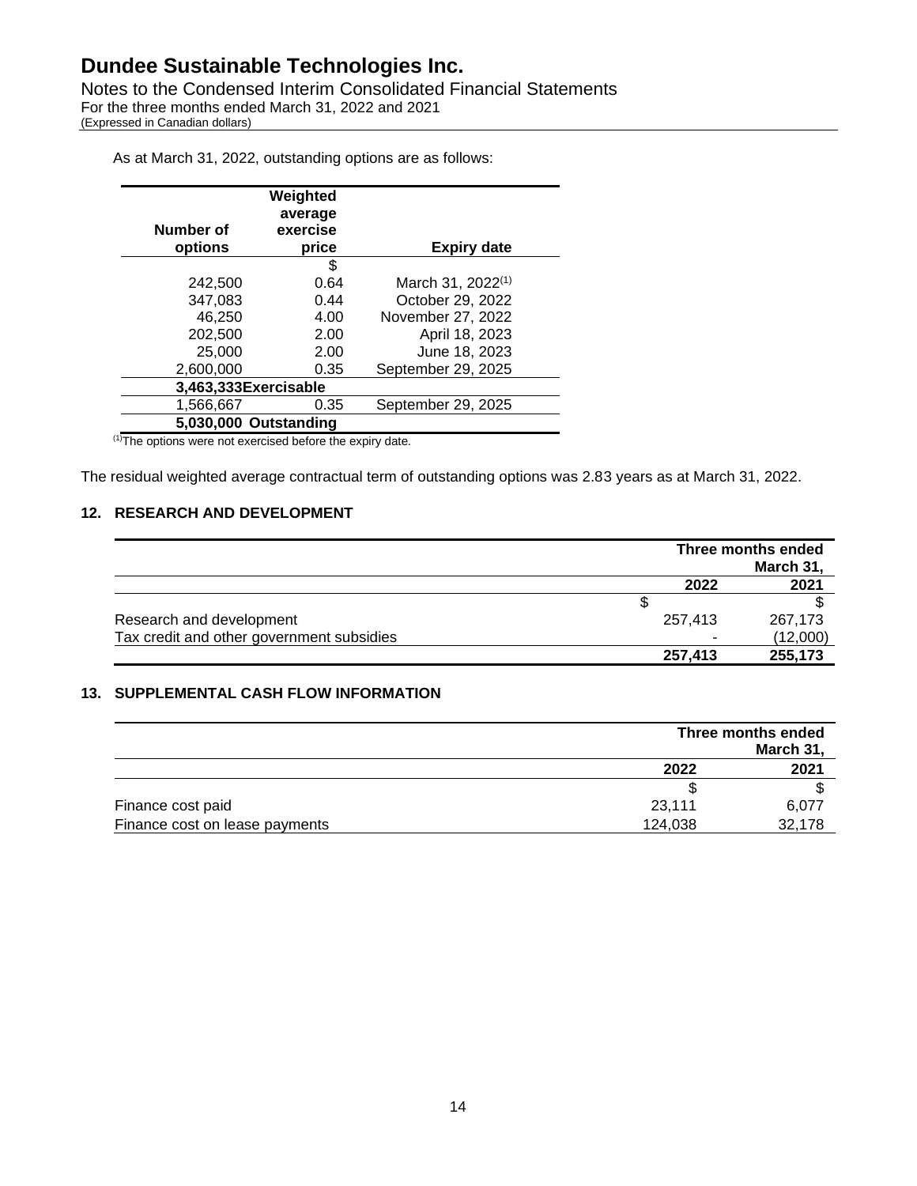As at March 31, 2022, outstanding options are as follows:

| Number of options | Weighted average exercise price | Expiry date |
|---|---|---|
| | $ | |
| 242,500 | 0.64 | March 31, 2022[(1)] |
| 347,083 | 0.44 | October 29, 2022 |
| 46,250 | 4.00 | November 27, 2022 |
| 202,500 | 2.00 | April 18, 2023 |
| 25,000 | 2.00 | June 18, 2023 |
| 2,600,000 | 0.35 | September 29, 2025 |
| **3,463,333** | **Exercisable** | |
| 1,566,667 | 0.35 | September 29, 2025 |
| **5,030,000** | **Outstanding** | |

[(1)]The options were not exercised before the expiry date.

The residual weighted average contractual term of outstanding options was 2.83 years as at March 31, 2022.

## 12. RESEARCH AND DEVELOPMENT

| | Three months ended March 31, | |
|---|---|---|
| | **2022** | **2021** |
| | $ | $ |
| Research and development | 257,413 | 267,173 |
| Tax credit and other government subsidies | - | (12,000) |
| | **257,413** | **255,173** |

## 13. SUPPLEMENTAL CASH FLOW INFORMATION

| | Three months ended March 31, | |
|---|---|---|
| | **2022** | **2021** |
| | $ | $ |
| Finance cost paid | 23,111 | 6,077 |
| Finance cost on lease payments | 124,038 | 32,178 |